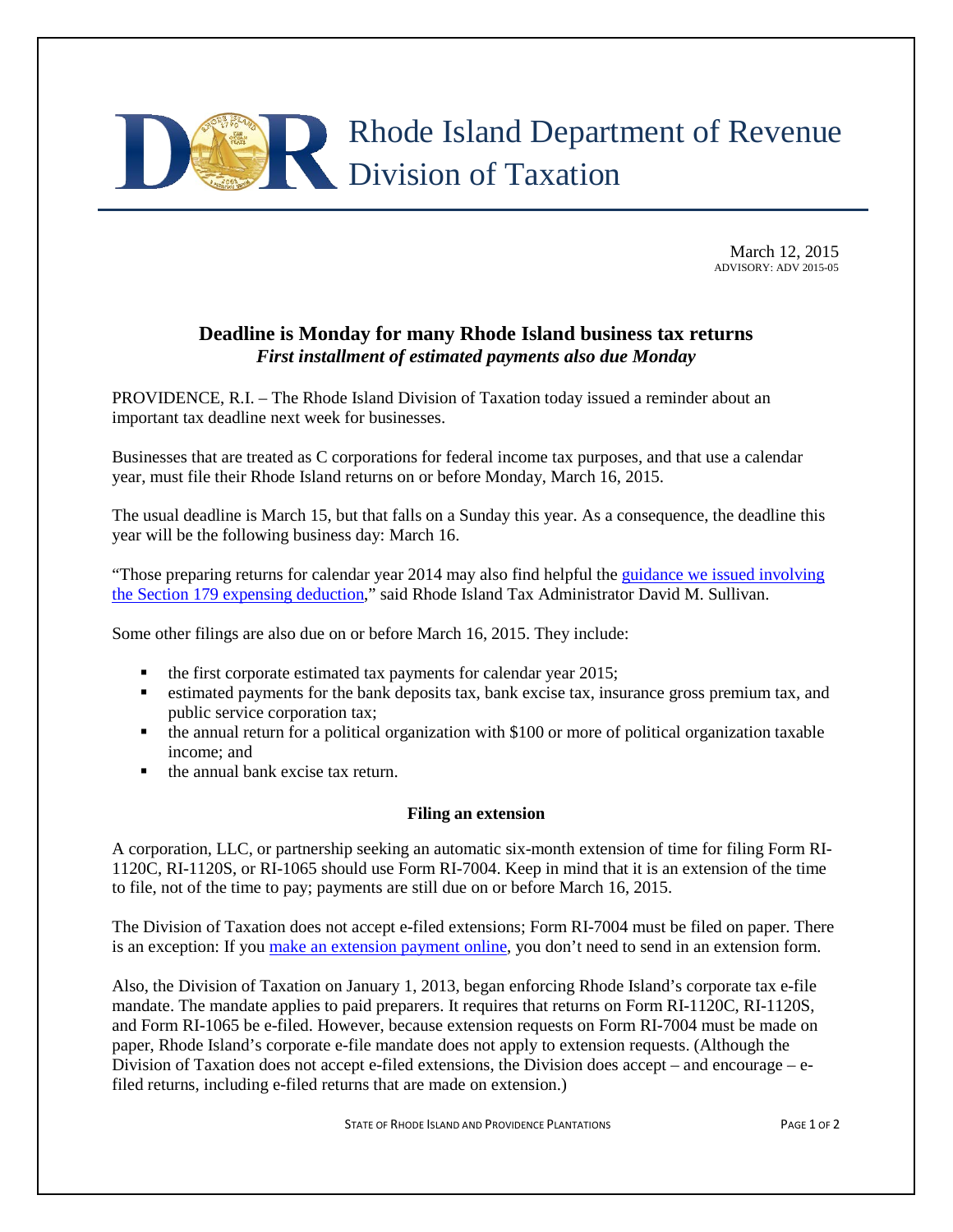# Rhode Island Department of Revenue
## Division of Taxation

March 12, 2015
ADVISORY: ADV 2015-05

## Deadline is Monday for many Rhode Island business tax returns
***First installment of estimated payments also due Monday***

PROVIDENCE, R.I. – The Rhode Island Division of Taxation today issued a reminder about an important tax deadline next week for businesses.

Businesses that are treated as C corporations for federal income tax purposes, and that use a calendar year, must file their Rhode Island returns on or before Monday, March 16, 2015.

The usual deadline is March 15, but that falls on a Sunday this year. As a consequence, the deadline this year will be the following business day: March 16.

"Those preparing returns for calendar year 2014 may also find helpful the guidance we issued involving the Section 179 expensing deduction," said Rhode Island Tax Administrator David M. Sullivan.

Some other filings are also due on or before March 16, 2015. They include:

- the first corporate estimated tax payments for calendar year 2015;
- estimated payments for the bank deposits tax, bank excise tax, insurance gross premium tax, and public service corporation tax;
- the annual return for a political organization with $100 or more of political organization taxable income; and
- the annual bank excise tax return.

### Filing an extension

A corporation, LLC, or partnership seeking an automatic six-month extension of time for filing Form RI-1120C, RI-1120S, or RI-1065 should use Form RI-7004. Keep in mind that it is an extension of the time to file, not of the time to pay; payments are still due on or before March 16, 2015.

The Division of Taxation does not accept e-filed extensions; Form RI-7004 must be filed on paper. There is an exception: If you make an extension payment online, you don't need to send in an extension form.

Also, the Division of Taxation on January 1, 2013, began enforcing Rhode Island's corporate tax e-file mandate. The mandate applies to paid preparers. It requires that returns on Form RI-1120C, RI-1120S, and Form RI-1065 be e-filed. However, because extension requests on Form RI-7004 must be made on paper, Rhode Island's corporate e-file mandate does not apply to extension requests. (Although the Division of Taxation does not accept e-filed extensions, the Division does accept – and encourage – e-filed returns, including e-filed returns that are made on extension.)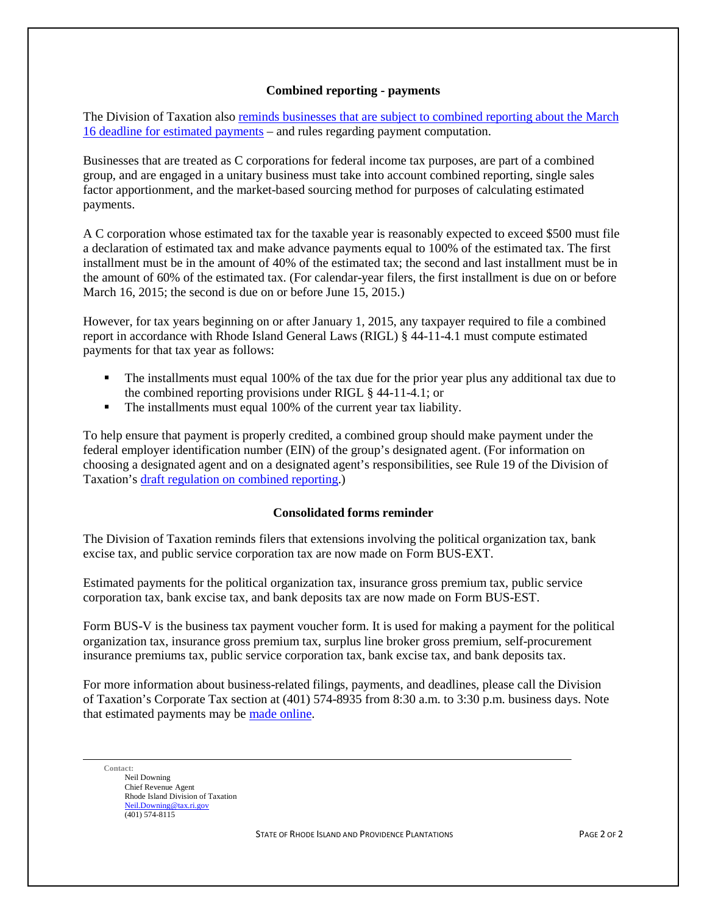## Combined reporting - payments

The Division of Taxation also reminds businesses that are subject to combined reporting about the March 16 deadline for estimated payments – and rules regarding payment computation.

Businesses that are treated as C corporations for federal income tax purposes, are part of a combined group, and are engaged in a unitary business must take into account combined reporting, single sales factor apportionment, and the market-based sourcing method for purposes of calculating estimated payments.

A C corporation whose estimated tax for the taxable year is reasonably expected to exceed $500 must file a declaration of estimated tax and make advance payments equal to 100% of the estimated tax. The first installment must be in the amount of 40% of the estimated tax; the second and last installment must be in the amount of 60% of the estimated tax. (For calendar-year filers, the first installment is due on or before March 16, 2015; the second is due on or before June 15, 2015.)

However, for tax years beginning on or after January 1, 2015, any taxpayer required to file a combined report in accordance with Rhode Island General Laws (RIGL) § 44-11-4.1 must compute estimated payments for that tax year as follows:

- The installments must equal 100% of the tax due for the prior year plus any additional tax due to the combined reporting provisions under RIGL § 44-11-4.1; or
- The installments must equal 100% of the current year tax liability.

To help ensure that payment is properly credited, a combined group should make payment under the federal employer identification number (EIN) of the group's designated agent. (For information on choosing a designated agent and on a designated agent's responsibilities, see Rule 19 of the Division of Taxation's draft regulation on combined reporting.)

## Consolidated forms reminder

The Division of Taxation reminds filers that extensions involving the political organization tax, bank excise tax, and public service corporation tax are now made on Form BUS-EXT.

Estimated payments for the political organization tax, insurance gross premium tax, public service corporation tax, bank excise tax, and bank deposits tax are now made on Form BUS-EST.

Form BUS-V is the business tax payment voucher form. It is used for making a payment for the political organization tax, insurance gross premium tax, surplus line broker gross premium, self-procurement insurance premiums tax, public service corporation tax, bank excise tax, and bank deposits tax.

For more information about business-related filings, payments, and deadlines, please call the Division of Taxation's Corporate Tax section at (401) 574-8935 from 8:30 a.m. to 3:30 p.m. business days. Note that estimated payments may be made online.

---

**Contact:**
Neil Downing
Chief Revenue Agent
Rhode Island Division of Taxation
Neil.Downing@tax.ri.gov
(401) 574-8115